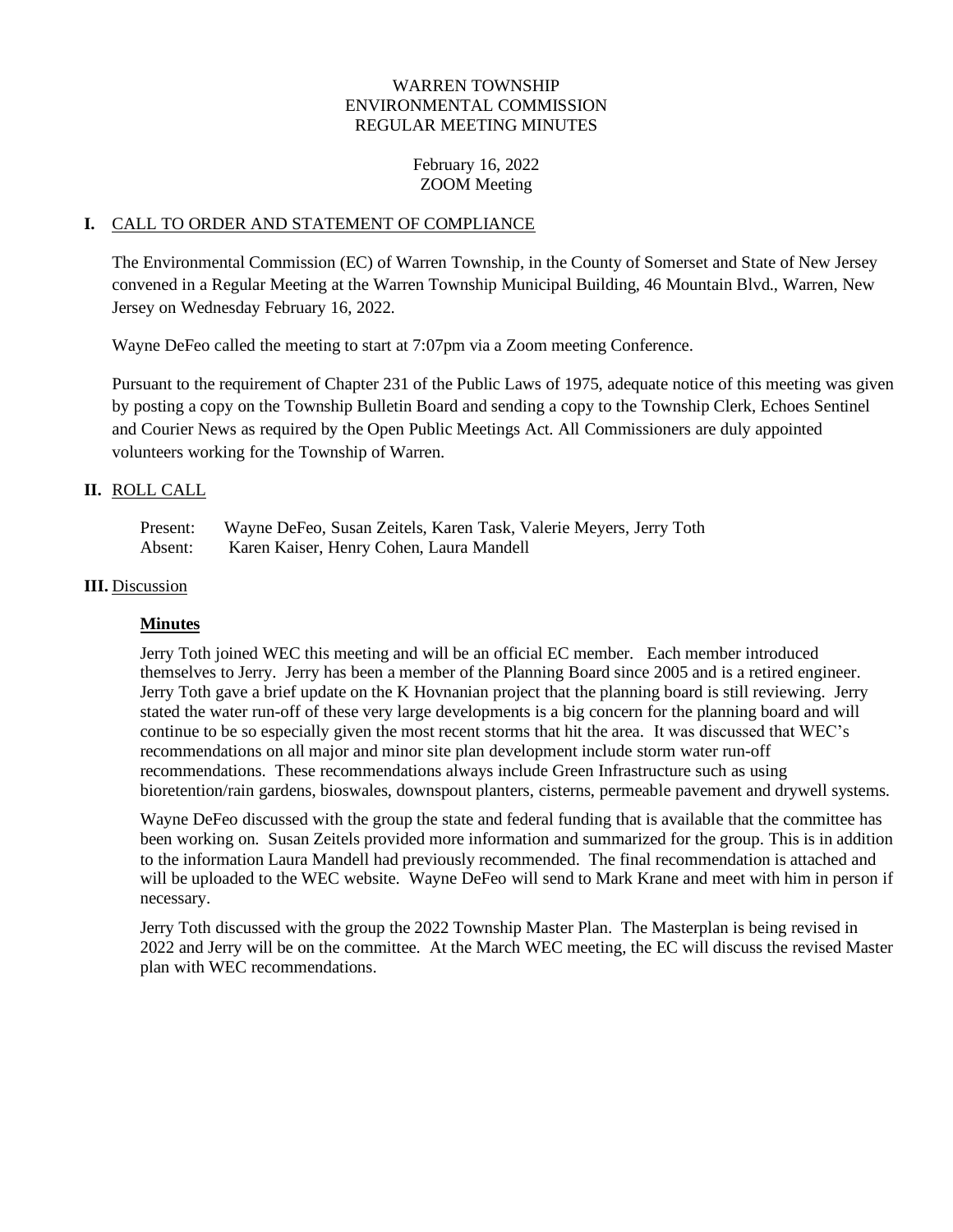WARREN TOWNSHIP
ENVIRONMENTAL COMMISSION
REGULAR MEETING MINUTES

February 16, 2022
ZOOM Meeting

## I. CALL TO ORDER AND STATEMENT OF COMPLIANCE

The Environmental Commission (EC) of Warren Township, in the County of Somerset and State of New Jersey convened in a Regular Meeting at the Warren Township Municipal Building, 46 Mountain Blvd., Warren, New Jersey on Wednesday February 16, 2022.

Wayne DeFeo called the meeting to start at 7:07pm via a Zoom meeting Conference.

Pursuant to the requirement of Chapter 231 of the Public Laws of 1975, adequate notice of this meeting was given by posting a copy on the Township Bulletin Board and sending a copy to the Township Clerk, Echoes Sentinel and Courier News as required by the Open Public Meetings Act. All Commissioners are duly appointed volunteers working for the Township of Warren.

## II. ROLL CALL

Present: Wayne DeFeo, Susan Zeitels, Karen Task, Valerie Meyers, Jerry Toth
Absent: Karen Kaiser, Henry Cohen, Laura Mandell

## III. Discussion

### Minutes

Jerry Toth joined WEC this meeting and will be an official EC member. Each member introduced themselves to Jerry. Jerry has been a member of the Planning Board since 2005 and is a retired engineer. Jerry Toth gave a brief update on the K Hovnanian project that the planning board is still reviewing. Jerry stated the water run-off of these very large developments is a big concern for the planning board and will continue to be so especially given the most recent storms that hit the area. It was discussed that WEC's recommendations on all major and minor site plan development include storm water run-off recommendations. These recommendations always include Green Infrastructure such as using bioretention/rain gardens, bioswales, downspout planters, cisterns, permeable pavement and drywell systems.

Wayne DeFeo discussed with the group the state and federal funding that is available that the committee has been working on. Susan Zeitels provided more information and summarized for the group. This is in addition to the information Laura Mandell had previously recommended. The final recommendation is attached and will be uploaded to the WEC website. Wayne DeFeo will send to Mark Krane and meet with him in person if necessary.

Jerry Toth discussed with the group the 2022 Township Master Plan. The Masterplan is being revised in 2022 and Jerry will be on the committee. At the March WEC meeting, the EC will discuss the revised Master plan with WEC recommendations.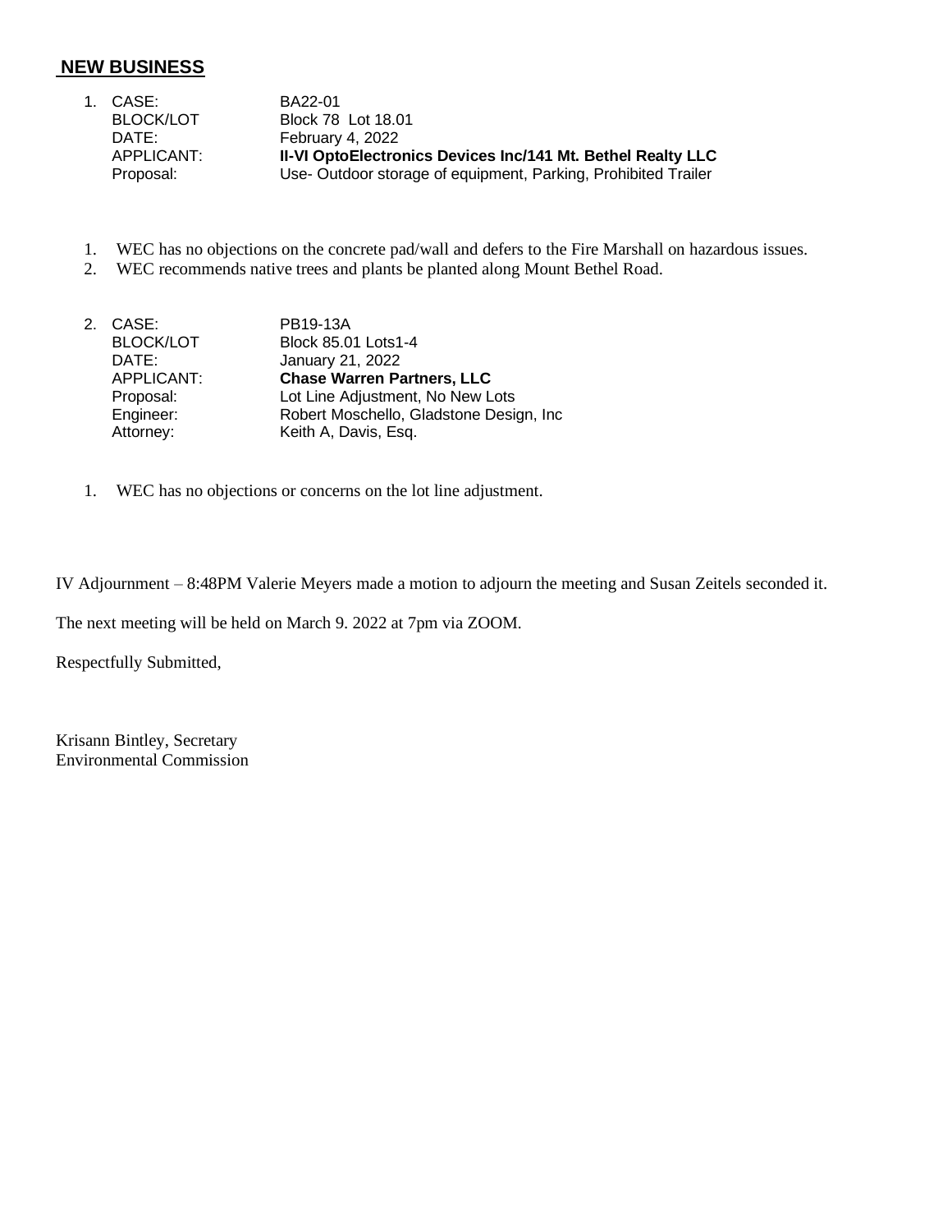## NEW BUSINESS

1. CASE: BA22-01
   BLOCK/LOT Block 78 Lot 18.01
   DATE: February 4, 2022
   APPLICANT: **II-VI OptoElectronics Devices Inc/141 Mt. Bethel Realty LLC**
   Proposal: Use- Outdoor storage of equipment, Parking, Prohibited Trailer

1. WEC has no objections on the concrete pad/wall and defers to the Fire Marshall on hazardous issues.
2. WEC recommends native trees and plants be planted along Mount Bethel Road.

2. CASE: PB19-13A
   BLOCK/LOT Block 85.01 Lots1-4
   DATE: January 21, 2022
   APPLICANT: **Chase Warren Partners, LLC**
   Proposal: Lot Line Adjustment, No New Lots
   Engineer: Robert Moschello, Gladstone Design, Inc
   Attorney: Keith A, Davis, Esq.

1. WEC has no objections or concerns on the lot line adjustment.

IV Adjournment – 8:48PM Valerie Meyers made a motion to adjourn the meeting and Susan Zeitels seconded it.

The next meeting will be held on March 9. 2022 at 7pm via ZOOM.

Respectfully Submitted,

Krisann Bintley, Secretary
Environmental Commission